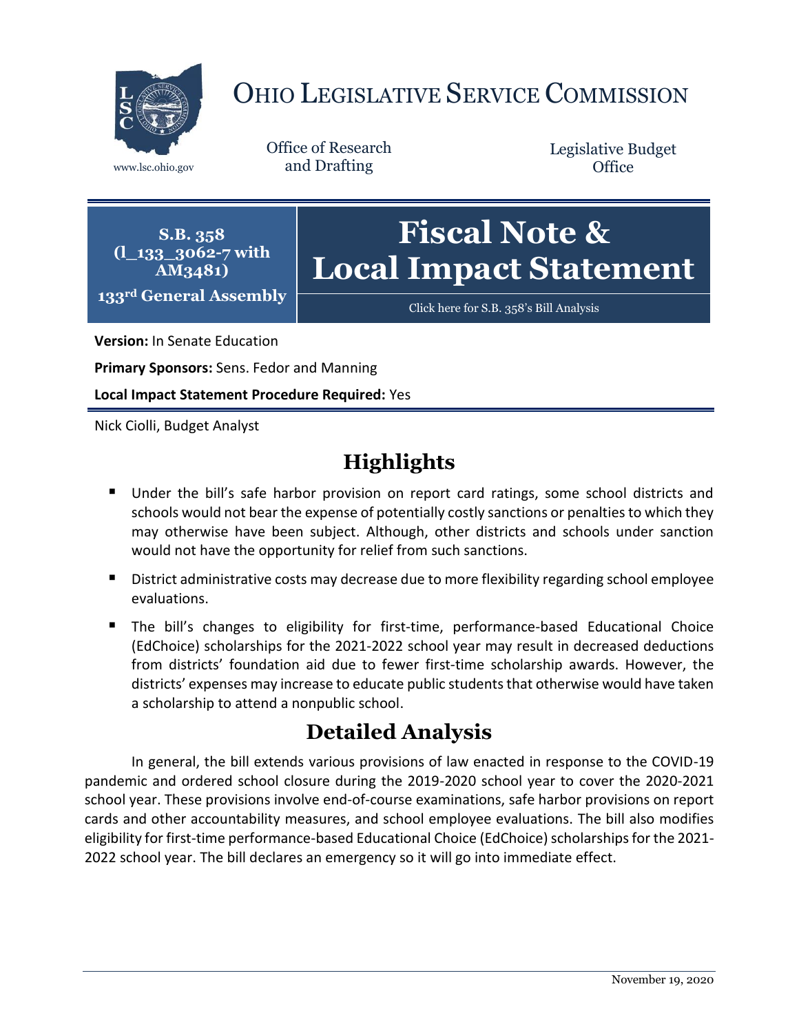# Ohio Legislative Service Commission

www.lsc.ohio.gov

Office of Research and Drafting

Legislative Budget Office

**S.B. 358 (l_133_3062-7 with AM3481)**

**133rd General Assembly**

# Fiscal Note & Local Impact Statement

Click here for S.B. 358's Bill Analysis

**Version:** In Senate Education

**Primary Sponsors:** Sens. Fedor and Manning

**Local Impact Statement Procedure Required:** Yes

Nick Ciolli, Budget Analyst

## Highlights

- Under the bill's safe harbor provision on report card ratings, some school districts and schools would not bear the expense of potentially costly sanctions or penalties to which they may otherwise have been subject. Although, other districts and schools under sanction would not have the opportunity for relief from such sanctions.
- District administrative costs may decrease due to more flexibility regarding school employee evaluations.
- The bill's changes to eligibility for first-time, performance-based Educational Choice (EdChoice) scholarships for the 2021-2022 school year may result in decreased deductions from districts' foundation aid due to fewer first-time scholarship awards. However, the districts' expenses may increase to educate public students that otherwise would have taken a scholarship to attend a nonpublic school.

## Detailed Analysis

In general, the bill extends various provisions of law enacted in response to the COVID-19 pandemic and ordered school closure during the 2019-2020 school year to cover the 2020-2021 school year. These provisions involve end-of-course examinations, safe harbor provisions on report cards and other accountability measures, and school employee evaluations. The bill also modifies eligibility for first-time performance-based Educational Choice (EdChoice) scholarships for the 2021-2022 school year. The bill declares an emergency so it will go into immediate effect.

November 19, 2020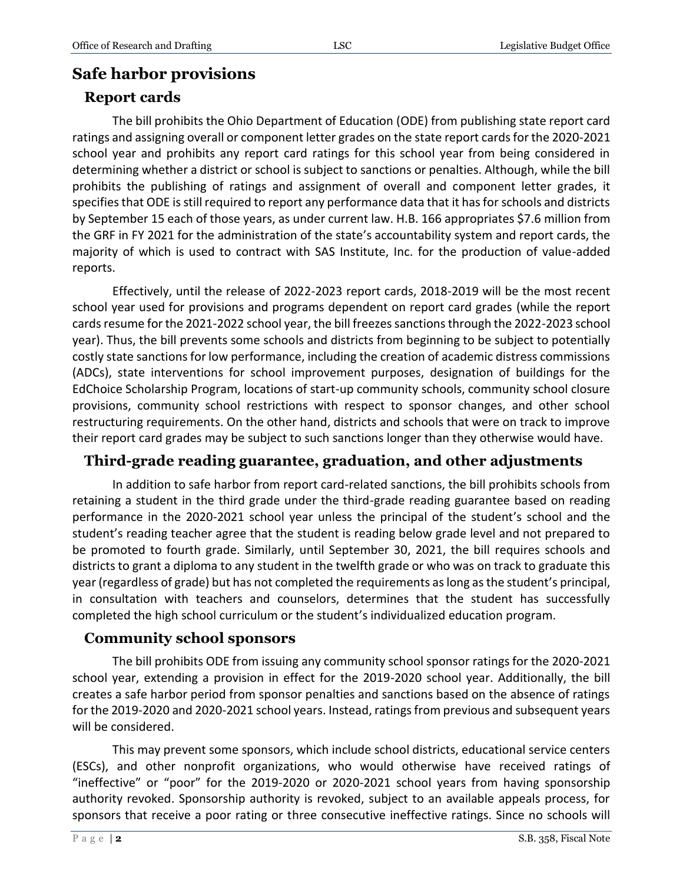## Safe harbor provisions

### Report cards

The bill prohibits the Ohio Department of Education (ODE) from publishing state report card ratings and assigning overall or component letter grades on the state report cards for the 2020-2021 school year and prohibits any report card ratings for this school year from being considered in determining whether a district or school is subject to sanctions or penalties. Although, while the bill prohibits the publishing of ratings and assignment of overall and component letter grades, it specifies that ODE is still required to report any performance data that it has for schools and districts by September 15 each of those years, as under current law. H.B. 166 appropriates $7.6 million from the GRF in FY 2021 for the administration of the state's accountability system and report cards, the majority of which is used to contract with SAS Institute, Inc. for the production of value-added reports.

Effectively, until the release of 2022-2023 report cards, 2018-2019 will be the most recent school year used for provisions and programs dependent on report card grades (while the report cards resume for the 2021-2022 school year, the bill freezes sanctions through the 2022-2023 school year). Thus, the bill prevents some schools and districts from beginning to be subject to potentially costly state sanctions for low performance, including the creation of academic distress commissions (ADCs), state interventions for school improvement purposes, designation of buildings for the EdChoice Scholarship Program, locations of start-up community schools, community school closure provisions, community school restrictions with respect to sponsor changes, and other school restructuring requirements. On the other hand, districts and schools that were on track to improve their report card grades may be subject to such sanctions longer than they otherwise would have.

### Third-grade reading guarantee, graduation, and other adjustments

In addition to safe harbor from report card-related sanctions, the bill prohibits schools from retaining a student in the third grade under the third-grade reading guarantee based on reading performance in the 2020-2021 school year unless the principal of the student's school and the student's reading teacher agree that the student is reading below grade level and not prepared to be promoted to fourth grade. Similarly, until September 30, 2021, the bill requires schools and districts to grant a diploma to any student in the twelfth grade or who was on track to graduate this year (regardless of grade) but has not completed the requirements as long as the student's principal, in consultation with teachers and counselors, determines that the student has successfully completed the high school curriculum or the student's individualized education program.

### Community school sponsors

The bill prohibits ODE from issuing any community school sponsor ratings for the 2020-2021 school year, extending a provision in effect for the 2019-2020 school year. Additionally, the bill creates a safe harbor period from sponsor penalties and sanctions based on the absence of ratings for the 2019-2020 and 2020-2021 school years. Instead, ratings from previous and subsequent years will be considered.

This may prevent some sponsors, which include school districts, educational service centers (ESCs), and other nonprofit organizations, who would otherwise have received ratings of "ineffective" or "poor" for the 2019-2020 or 2020-2021 school years from having sponsorship authority revoked. Sponsorship authority is revoked, subject to an available appeals process, for sponsors that receive a poor rating or three consecutive ineffective ratings. Since no schools will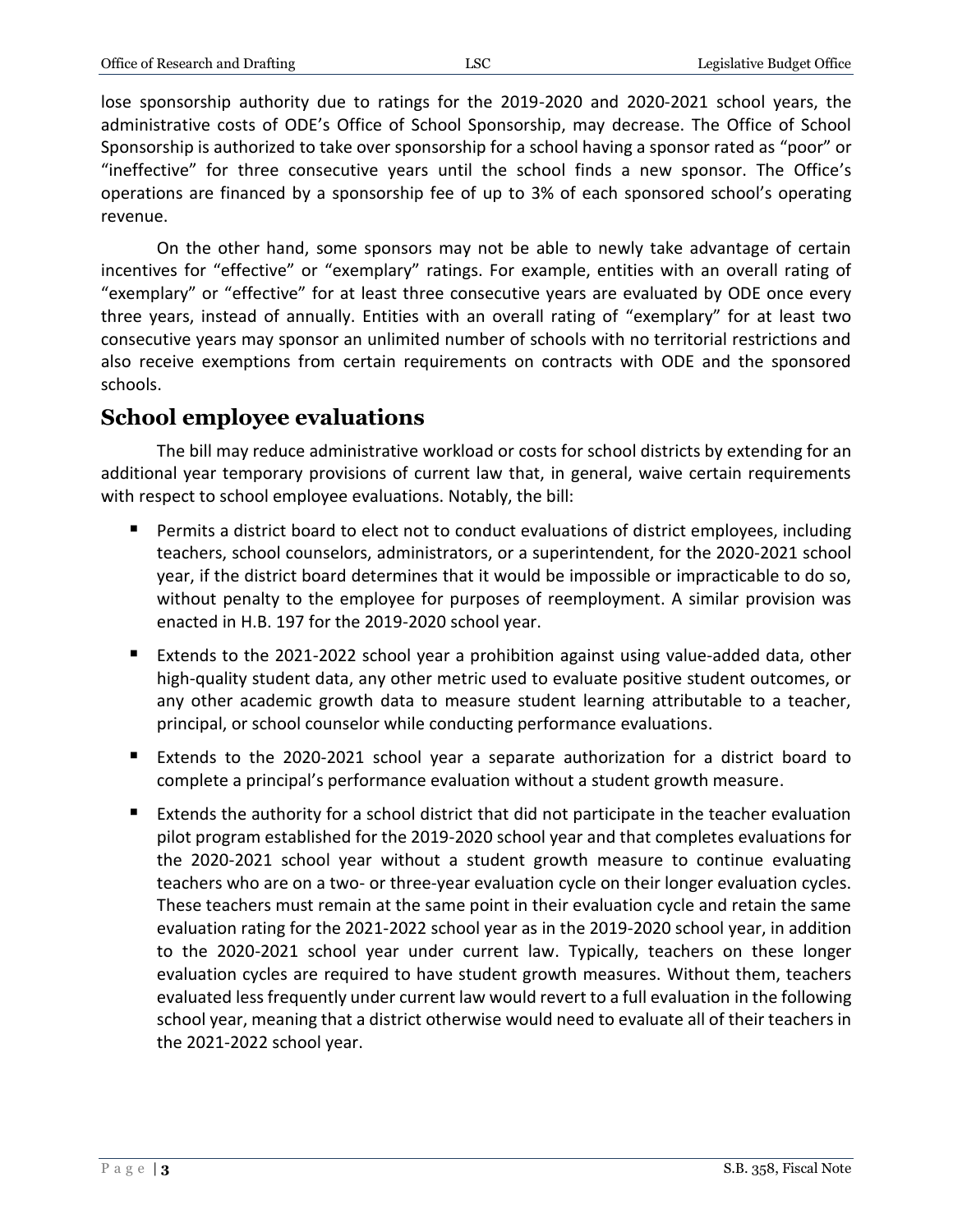lose sponsorship authority due to ratings for the 2019-2020 and 2020-2021 school years, the administrative costs of ODE's Office of School Sponsorship, may decrease. The Office of School Sponsorship is authorized to take over sponsorship for a school having a sponsor rated as "poor" or "ineffective" for three consecutive years until the school finds a new sponsor. The Office's operations are financed by a sponsorship fee of up to 3% of each sponsored school's operating revenue.

On the other hand, some sponsors may not be able to newly take advantage of certain incentives for "effective" or "exemplary" ratings. For example, entities with an overall rating of "exemplary" or "effective" for at least three consecutive years are evaluated by ODE once every three years, instead of annually. Entities with an overall rating of "exemplary" for at least two consecutive years may sponsor an unlimited number of schools with no territorial restrictions and also receive exemptions from certain requirements on contracts with ODE and the sponsored schools.

## School employee evaluations

The bill may reduce administrative workload or costs for school districts by extending for an additional year temporary provisions of current law that, in general, waive certain requirements with respect to school employee evaluations. Notably, the bill:

- Permits a district board to elect not to conduct evaluations of district employees, including teachers, school counselors, administrators, or a superintendent, for the 2020-2021 school year, if the district board determines that it would be impossible or impracticable to do so, without penalty to the employee for purposes of reemployment. A similar provision was enacted in H.B. 197 for the 2019-2020 school year.
- Extends to the 2021-2022 school year a prohibition against using value-added data, other high-quality student data, any other metric used to evaluate positive student outcomes, or any other academic growth data to measure student learning attributable to a teacher, principal, or school counselor while conducting performance evaluations.
- Extends to the 2020-2021 school year a separate authorization for a district board to complete a principal's performance evaluation without a student growth measure.
- Extends the authority for a school district that did not participate in the teacher evaluation pilot program established for the 2019-2020 school year and that completes evaluations for the 2020-2021 school year without a student growth measure to continue evaluating teachers who are on a two- or three-year evaluation cycle on their longer evaluation cycles. These teachers must remain at the same point in their evaluation cycle and retain the same evaluation rating for the 2021-2022 school year as in the 2019-2020 school year, in addition to the 2020-2021 school year under current law. Typically, teachers on these longer evaluation cycles are required to have student growth measures. Without them, teachers evaluated less frequently under current law would revert to a full evaluation in the following school year, meaning that a district otherwise would need to evaluate all of their teachers in the 2021-2022 school year.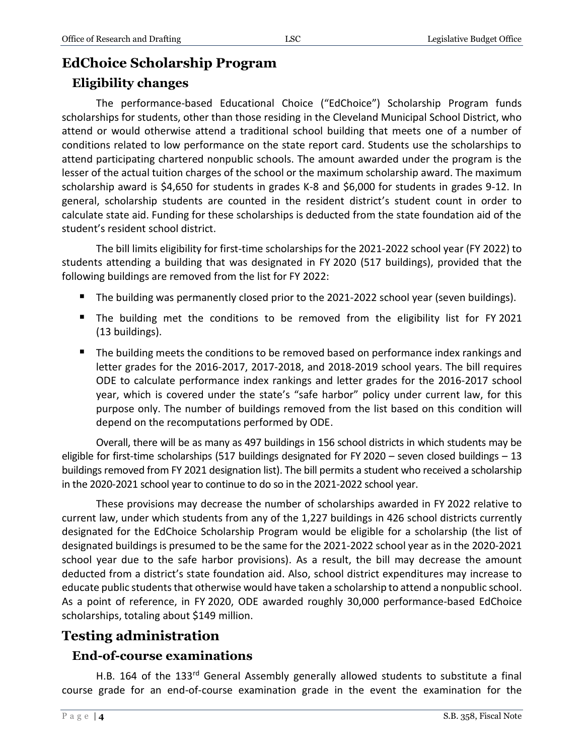## EdChoice Scholarship Program

### Eligibility changes

The performance-based Educational Choice ("EdChoice") Scholarship Program funds scholarships for students, other than those residing in the Cleveland Municipal School District, who attend or would otherwise attend a traditional school building that meets one of a number of conditions related to low performance on the state report card. Students use the scholarships to attend participating chartered nonpublic schools. The amount awarded under the program is the lesser of the actual tuition charges of the school or the maximum scholarship award. The maximum scholarship award is $4,650 for students in grades K-8 and $6,000 for students in grades 9-12. In general, scholarship students are counted in the resident district's student count in order to calculate state aid. Funding for these scholarships is deducted from the state foundation aid of the student's resident school district.

The bill limits eligibility for first-time scholarships for the 2021-2022 school year (FY 2022) to students attending a building that was designated in FY 2020 (517 buildings), provided that the following buildings are removed from the list for FY 2022:

- The building was permanently closed prior to the 2021-2022 school year (seven buildings).
- The building met the conditions to be removed from the eligibility list for FY 2021 (13 buildings).
- The building meets the conditions to be removed based on performance index rankings and letter grades for the 2016-2017, 2017-2018, and 2018-2019 school years. The bill requires ODE to calculate performance index rankings and letter grades for the 2016-2017 school year, which is covered under the state's "safe harbor" policy under current law, for this purpose only. The number of buildings removed from the list based on this condition will depend on the recomputations performed by ODE.

Overall, there will be as many as 497 buildings in 156 school districts in which students may be eligible for first-time scholarships (517 buildings designated for FY 2020 – seven closed buildings – 13 buildings removed from FY 2021 designation list). The bill permits a student who received a scholarship in the 2020-2021 school year to continue to do so in the 2021-2022 school year.

These provisions may decrease the number of scholarships awarded in FY 2022 relative to current law, under which students from any of the 1,227 buildings in 426 school districts currently designated for the EdChoice Scholarship Program would be eligible for a scholarship (the list of designated buildings is presumed to be the same for the 2021-2022 school year as in the 2020-2021 school year due to the safe harbor provisions). As a result, the bill may decrease the amount deducted from a district's state foundation aid. Also, school district expenditures may increase to educate public students that otherwise would have taken a scholarship to attend a nonpublic school. As a point of reference, in FY 2020, ODE awarded roughly 30,000 performance-based EdChoice scholarships, totaling about $149 million.

## Testing administration

### End-of-course examinations

H.B. 164 of the 133rd General Assembly generally allowed students to substitute a final course grade for an end-of-course examination grade in the event the examination for the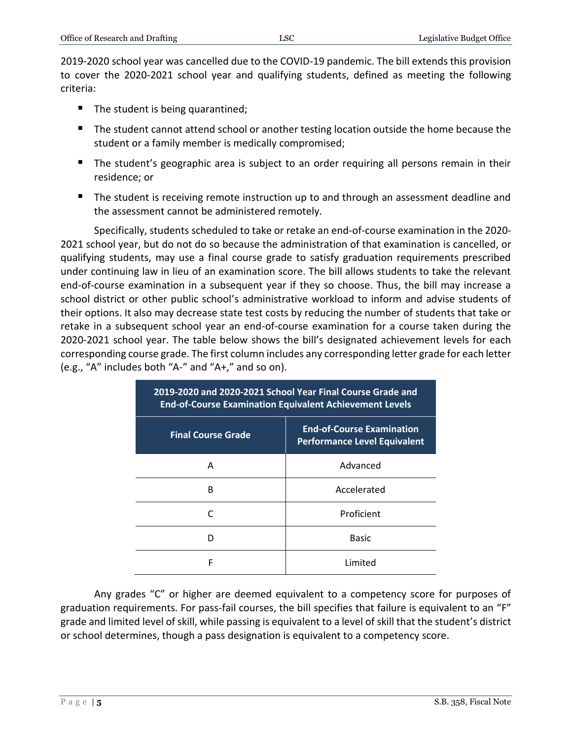2019-2020 school year was cancelled due to the COVID-19 pandemic. The bill extends this provision to cover the 2020-2021 school year and qualifying students, defined as meeting the following criteria:

- The student is being quarantined;
- The student cannot attend school or another testing location outside the home because the student or a family member is medically compromised;
- The student's geographic area is subject to an order requiring all persons remain in their residence; or
- The student is receiving remote instruction up to and through an assessment deadline and the assessment cannot be administered remotely.

Specifically, students scheduled to take or retake an end-of-course examination in the 2020-2021 school year, but do not do so because the administration of that examination is cancelled, or qualifying students, may use a final course grade to satisfy graduation requirements prescribed under continuing law in lieu of an examination score. The bill allows students to take the relevant end-of-course examination in a subsequent year if they so choose. Thus, the bill may increase a school district or other public school's administrative workload to inform and advise students of their options. It also may decrease state test costs by reducing the number of students that take or retake in a subsequent school year an end-of-course examination for a course taken during the 2020-2021 school year. The table below shows the bill's designated achievement levels for each corresponding course grade. The first column includes any corresponding letter grade for each letter (e.g., "A" includes both "A-" and "A+," and so on).

| 2019-2020 and 2020-2021 School Year Final Course Grade and End-of-Course Examination Equivalent Achievement Levels | |
|---|---|
| **Final Course Grade** | **End-of-Course Examination Performance Level Equivalent** |
| A | Advanced |
| B | Accelerated |
| C | Proficient |
| D | Basic |
| F | Limited |

Any grades "C" or higher are deemed equivalent to a competency score for purposes of graduation requirements. For pass-fail courses, the bill specifies that failure is equivalent to an "F" grade and limited level of skill, while passing is equivalent to a level of skill that the student's district or school determines, though a pass designation is equivalent to a competency score.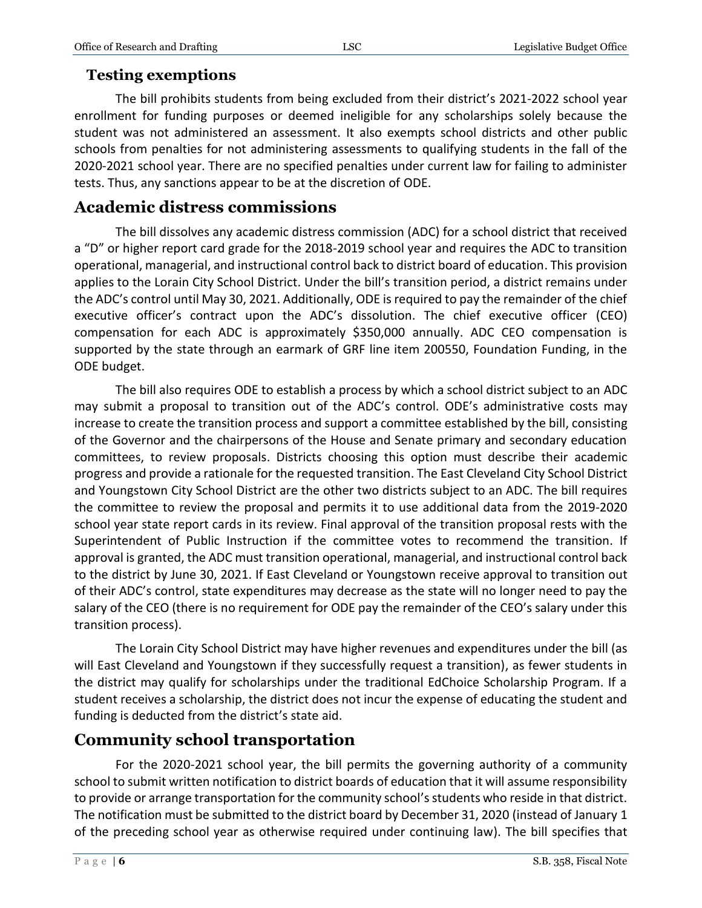### Testing exemptions

The bill prohibits students from being excluded from their district's 2021-2022 school year enrollment for funding purposes or deemed ineligible for any scholarships solely because the student was not administered an assessment. It also exempts school districts and other public schools from penalties for not administering assessments to qualifying students in the fall of the 2020-2021 school year. There are no specified penalties under current law for failing to administer tests. Thus, any sanctions appear to be at the discretion of ODE.

## Academic distress commissions

The bill dissolves any academic distress commission (ADC) for a school district that received a "D" or higher report card grade for the 2018-2019 school year and requires the ADC to transition operational, managerial, and instructional control back to district board of education. This provision applies to the Lorain City School District. Under the bill's transition period, a district remains under the ADC's control until May 30, 2021. Additionally, ODE is required to pay the remainder of the chief executive officer's contract upon the ADC's dissolution. The chief executive officer (CEO) compensation for each ADC is approximately $350,000 annually. ADC CEO compensation is supported by the state through an earmark of GRF line item 200550, Foundation Funding, in the ODE budget.

The bill also requires ODE to establish a process by which a school district subject to an ADC may submit a proposal to transition out of the ADC's control. ODE's administrative costs may increase to create the transition process and support a committee established by the bill, consisting of the Governor and the chairpersons of the House and Senate primary and secondary education committees, to review proposals. Districts choosing this option must describe their academic progress and provide a rationale for the requested transition. The East Cleveland City School District and Youngstown City School District are the other two districts subject to an ADC. The bill requires the committee to review the proposal and permits it to use additional data from the 2019-2020 school year state report cards in its review. Final approval of the transition proposal rests with the Superintendent of Public Instruction if the committee votes to recommend the transition. If approval is granted, the ADC must transition operational, managerial, and instructional control back to the district by June 30, 2021. If East Cleveland or Youngstown receive approval to transition out of their ADC's control, state expenditures may decrease as the state will no longer need to pay the salary of the CEO (there is no requirement for ODE pay the remainder of the CEO's salary under this transition process).

The Lorain City School District may have higher revenues and expenditures under the bill (as will East Cleveland and Youngstown if they successfully request a transition), as fewer students in the district may qualify for scholarships under the traditional EdChoice Scholarship Program. If a student receives a scholarship, the district does not incur the expense of educating the student and funding is deducted from the district's state aid.

## Community school transportation

For the 2020-2021 school year, the bill permits the governing authority of a community school to submit written notification to district boards of education that it will assume responsibility to provide or arrange transportation for the community school's students who reside in that district. The notification must be submitted to the district board by December 31, 2020 (instead of January 1 of the preceding school year as otherwise required under continuing law). The bill specifies that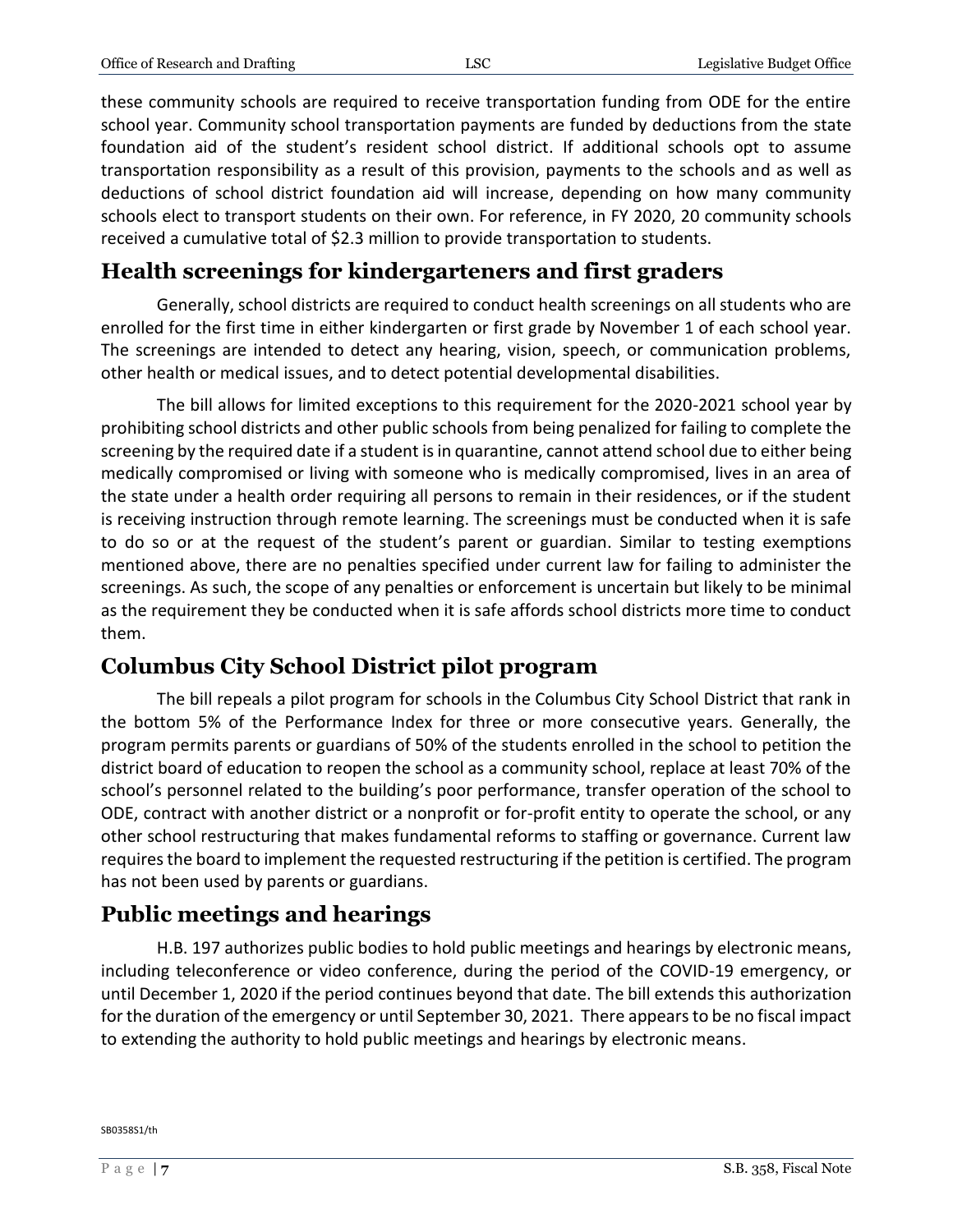these community schools are required to receive transportation funding from ODE for the entire school year. Community school transportation payments are funded by deductions from the state foundation aid of the student's resident school district. If additional schools opt to assume transportation responsibility as a result of this provision, payments to the schools and as well as deductions of school district foundation aid will increase, depending on how many community schools elect to transport students on their own. For reference, in FY 2020, 20 community schools received a cumulative total of $2.3 million to provide transportation to students.

## Health screenings for kindergarteners and first graders

Generally, school districts are required to conduct health screenings on all students who are enrolled for the first time in either kindergarten or first grade by November 1 of each school year. The screenings are intended to detect any hearing, vision, speech, or communication problems, other health or medical issues, and to detect potential developmental disabilities.

The bill allows for limited exceptions to this requirement for the 2020-2021 school year by prohibiting school districts and other public schools from being penalized for failing to complete the screening by the required date if a student is in quarantine, cannot attend school due to either being medically compromised or living with someone who is medically compromised, lives in an area of the state under a health order requiring all persons to remain in their residences, or if the student is receiving instruction through remote learning. The screenings must be conducted when it is safe to do so or at the request of the student's parent or guardian. Similar to testing exemptions mentioned above, there are no penalties specified under current law for failing to administer the screenings. As such, the scope of any penalties or enforcement is uncertain but likely to be minimal as the requirement they be conducted when it is safe affords school districts more time to conduct them.

## Columbus City School District pilot program

The bill repeals a pilot program for schools in the Columbus City School District that rank in the bottom 5% of the Performance Index for three or more consecutive years. Generally, the program permits parents or guardians of 50% of the students enrolled in the school to petition the district board of education to reopen the school as a community school, replace at least 70% of the school's personnel related to the building's poor performance, transfer operation of the school to ODE, contract with another district or a nonprofit or for-profit entity to operate the school, or any other school restructuring that makes fundamental reforms to staffing or governance. Current law requires the board to implement the requested restructuring if the petition is certified. The program has not been used by parents or guardians.

## Public meetings and hearings

H.B. 197 authorizes public bodies to hold public meetings and hearings by electronic means, including teleconference or video conference, during the period of the COVID-19 emergency, or until December 1, 2020 if the period continues beyond that date. The bill extends this authorization for the duration of the emergency or until September 30, 2021. There appears to be no fiscal impact to extending the authority to hold public meetings and hearings by electronic means.

SB0358S1/th